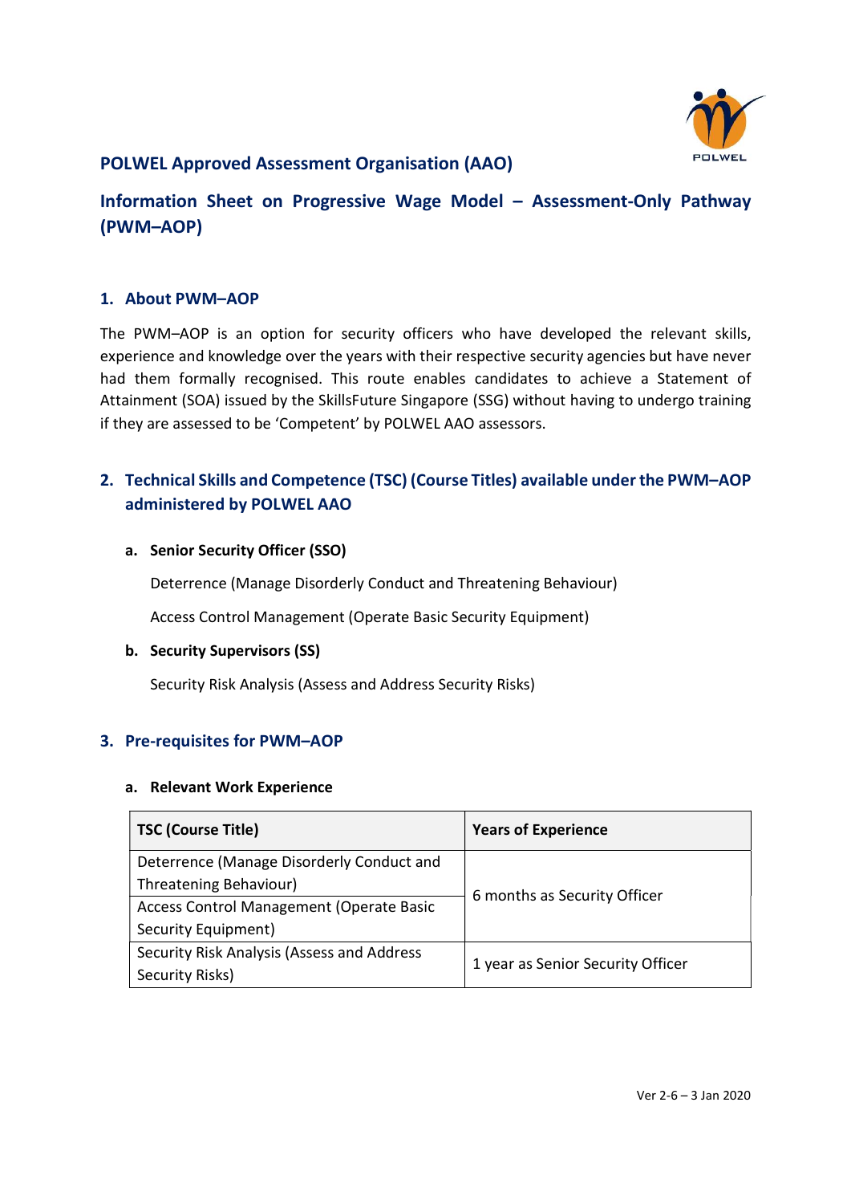# POLWEL Approved Assessment Organisation (AAO)

## Information Sheet on Progressive Wage Model – Assessment-Only Pathway (PWM–AOP)

### 1. About PWM–AOP

The PWM–AOP is an option for security officers who have developed the relevant skills, experience and knowledge over the years with their respective security agencies but have never had them formally recognised. This route enables candidates to achieve a Statement of Attainment (SOA) issued by the SkillsFuture Singapore (SSG) without having to undergo training if they are assessed to be 'Competent' by POLWEL AAO assessors.

### 2. Technical Skills and Competence (TSC) (Course Titles) available under the PWM–AOP administered by POLWEL AAO

**a. Senior Security Officer (SSO)**

Deterrence (Manage Disorderly Conduct and Threatening Behaviour)

Access Control Management (Operate Basic Security Equipment)

**b. Security Supervisors (SS)**

Security Risk Analysis (Assess and Address Security Risks)

### 3. Pre-requisites for PWM–AOP

**a. Relevant Work Experience**

| TSC (Course Title) | Years of Experience |
|---|---|
| Deterrence (Manage Disorderly Conduct and Threatening Behaviour) | 6 months as Security Officer |
| Access Control Management (Operate Basic Security Equipment) | |
| Security Risk Analysis (Assess and Address Security Risks) | 1 year as Senior Security Officer |

Ver 2-6 – 3 Jan 2020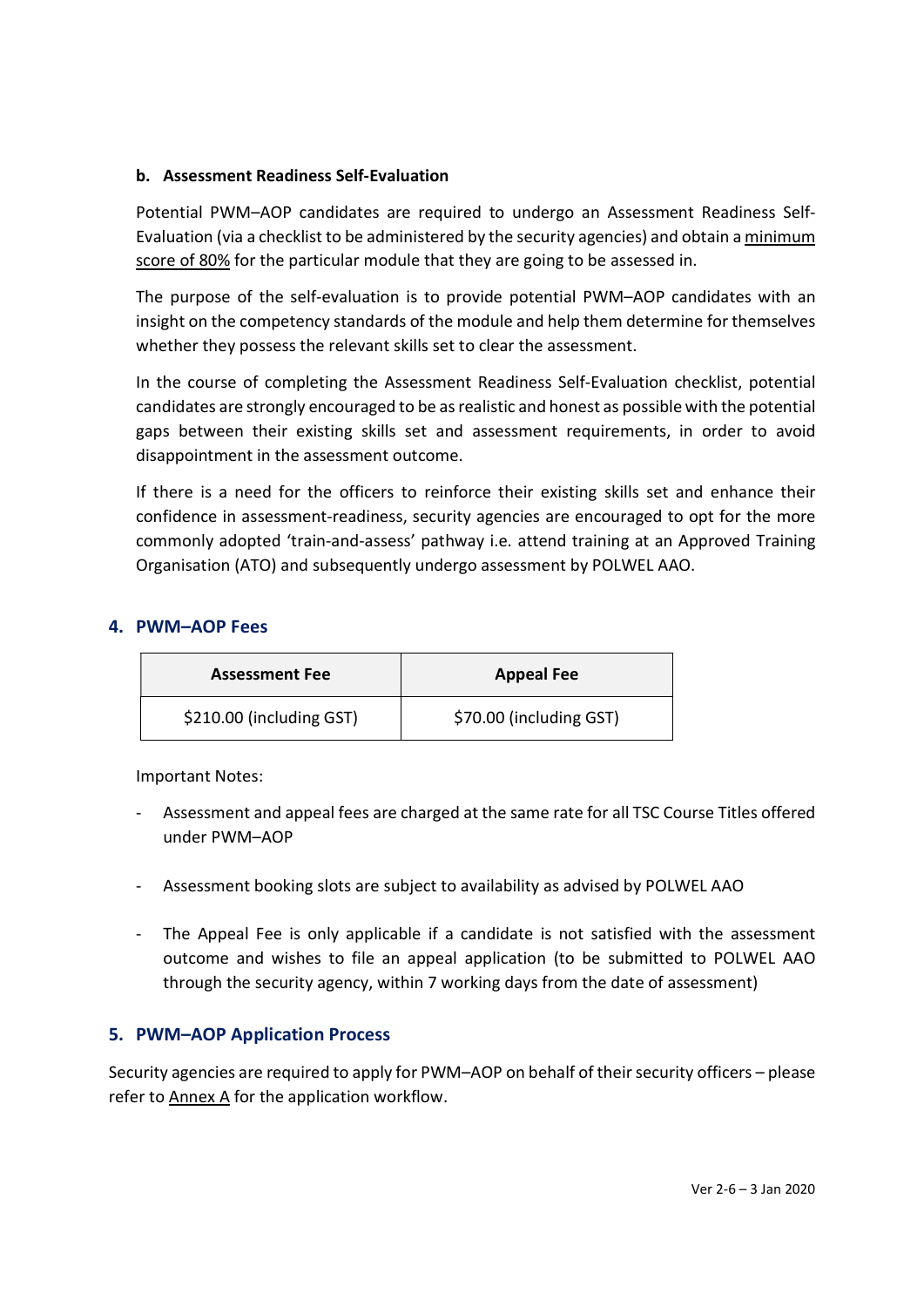#### b. Assessment Readiness Self-Evaluation

Potential PWM–AOP candidates are required to undergo an Assessment Readiness Self-Evaluation (via a checklist to be administered by the security agencies) and obtain a minimum score of 80% for the particular module that they are going to be assessed in.

The purpose of the self-evaluation is to provide potential PWM–AOP candidates with an insight on the competency standards of the module and help them determine for themselves whether they possess the relevant skills set to clear the assessment.

In the course of completing the Assessment Readiness Self-Evaluation checklist, potential candidates are strongly encouraged to be as realistic and honest as possible with the potential gaps between their existing skills set and assessment requirements, in order to avoid disappointment in the assessment outcome.

If there is a need for the officers to reinforce their existing skills set and enhance their confidence in assessment-readiness, security agencies are encouraged to opt for the more commonly adopted 'train-and-assess' pathway i.e. attend training at an Approved Training Organisation (ATO) and subsequently undergo assessment by POLWEL AAO.

## 4. PWM–AOP Fees

| Assessment Fee | Appeal Fee |
| --- | --- |
| $210.00 (including GST) | $70.00 (including GST) |

Important Notes:

- Assessment and appeal fees are charged at the same rate for all TSC Course Titles offered under PWM–AOP
- Assessment booking slots are subject to availability as advised by POLWEL AAO
- The Appeal Fee is only applicable if a candidate is not satisfied with the assessment outcome and wishes to file an appeal application (to be submitted to POLWEL AAO through the security agency, within 7 working days from the date of assessment)

## 5. PWM–AOP Application Process

Security agencies are required to apply for PWM–AOP on behalf of their security officers – please refer to Annex A for the application workflow.

Ver 2-6 – 3 Jan 2020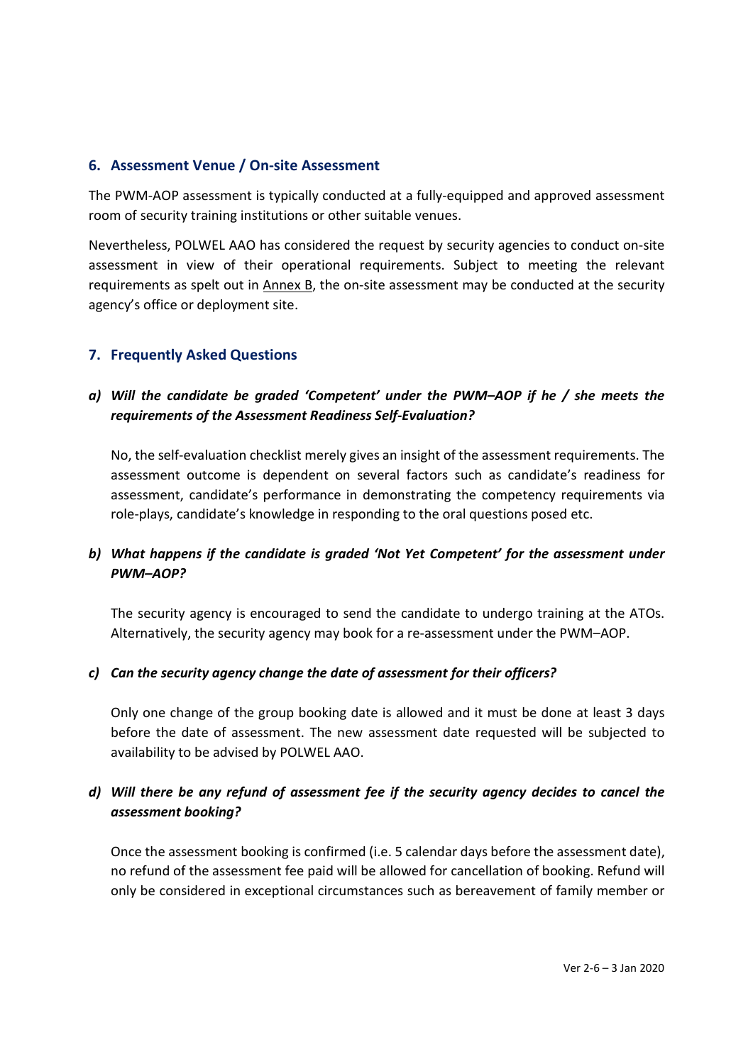## 6. Assessment Venue / On-site Assessment

The PWM-AOP assessment is typically conducted at a fully-equipped and approved assessment room of security training institutions or other suitable venues.

Nevertheless, POLWEL AAO has considered the request by security agencies to conduct on-site assessment in view of their operational requirements. Subject to meeting the relevant requirements as spelt out in Annex B, the on-site assessment may be conducted at the security agency's office or deployment site.

## 7. Frequently Asked Questions

### *a) Will the candidate be graded 'Competent' under the PWM–AOP if he / she meets the requirements of the Assessment Readiness Self-Evaluation?*

No, the self-evaluation checklist merely gives an insight of the assessment requirements. The assessment outcome is dependent on several factors such as candidate's readiness for assessment, candidate's performance in demonstrating the competency requirements via role-plays, candidate's knowledge in responding to the oral questions posed etc.

### *b) What happens if the candidate is graded 'Not Yet Competent' for the assessment under PWM–AOP?*

The security agency is encouraged to send the candidate to undergo training at the ATOs. Alternatively, the security agency may book for a re-assessment under the PWM–AOP.

### *c) Can the security agency change the date of assessment for their officers?*

Only one change of the group booking date is allowed and it must be done at least 3 days before the date of assessment. The new assessment date requested will be subjected to availability to be advised by POLWEL AAO.

### *d) Will there be any refund of assessment fee if the security agency decides to cancel the assessment booking?*

Once the assessment booking is confirmed (i.e. 5 calendar days before the assessment date), no refund of the assessment fee paid will be allowed for cancellation of booking. Refund will only be considered in exceptional circumstances such as bereavement of family member or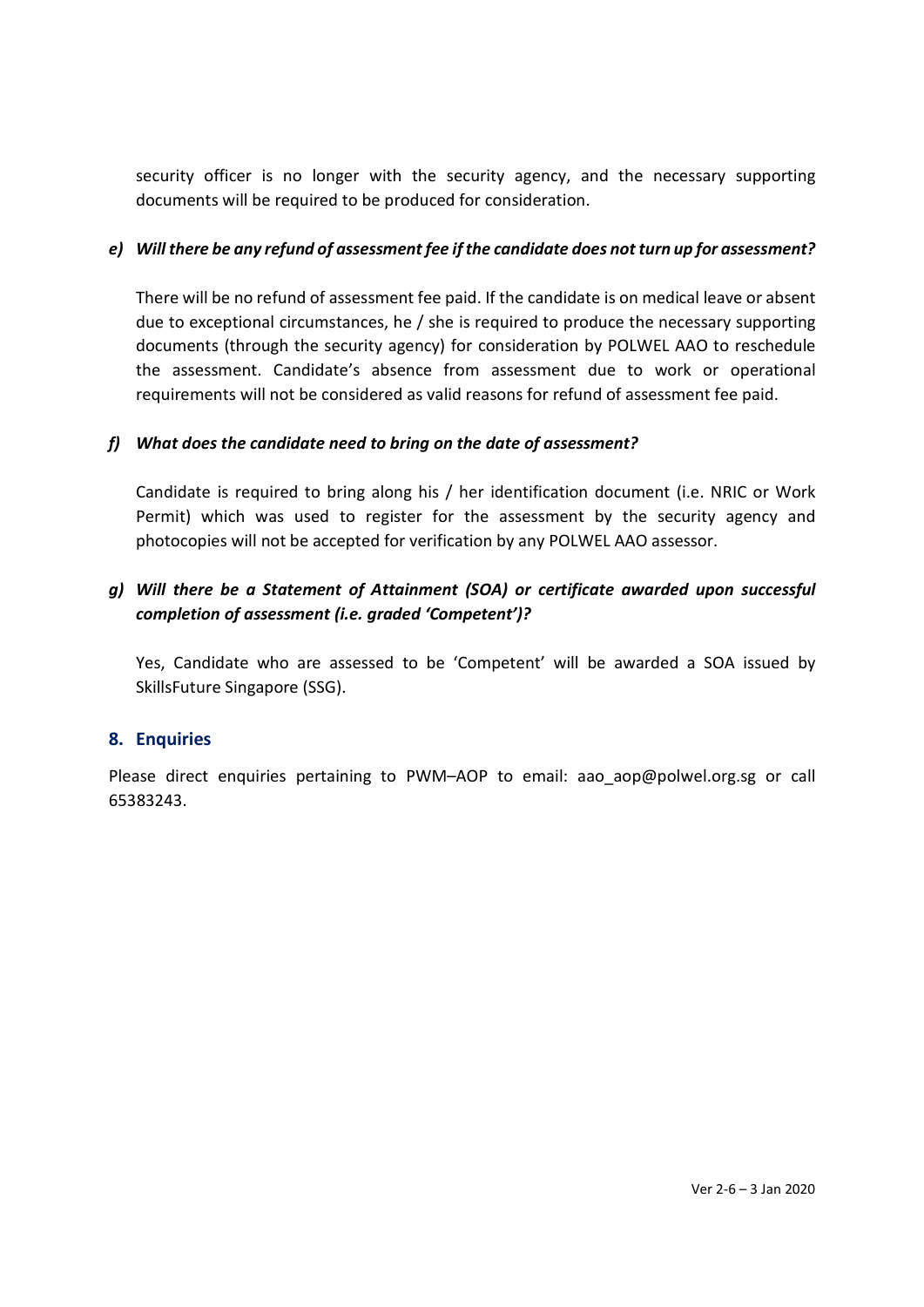security officer is no longer with the security agency, and the necessary supporting documents will be required to be produced for consideration.

*e) Will there be any refund of assessment fee if the candidate does not turn up for assessment?*

There will be no refund of assessment fee paid. If the candidate is on medical leave or absent due to exceptional circumstances, he / she is required to produce the necessary supporting documents (through the security agency) for consideration by POLWEL AAO to reschedule the assessment. Candidate's absence from assessment due to work or operational requirements will not be considered as valid reasons for refund of assessment fee paid.

*f) What does the candidate need to bring on the date of assessment?*

Candidate is required to bring along his / her identification document (i.e. NRIC or Work Permit) which was used to register for the assessment by the security agency and photocopies will not be accepted for verification by any POLWEL AAO assessor.

*g) Will there be a Statement of Attainment (SOA) or certificate awarded upon successful completion of assessment (i.e. graded 'Competent')?*

Yes, Candidate who are assessed to be 'Competent' will be awarded a SOA issued by SkillsFuture Singapore (SSG).

## 8. Enquiries

Please direct enquiries pertaining to PWM–AOP to email: aao_aop@polwel.org.sg or call 65383243.

Ver 2-6 – 3 Jan 2020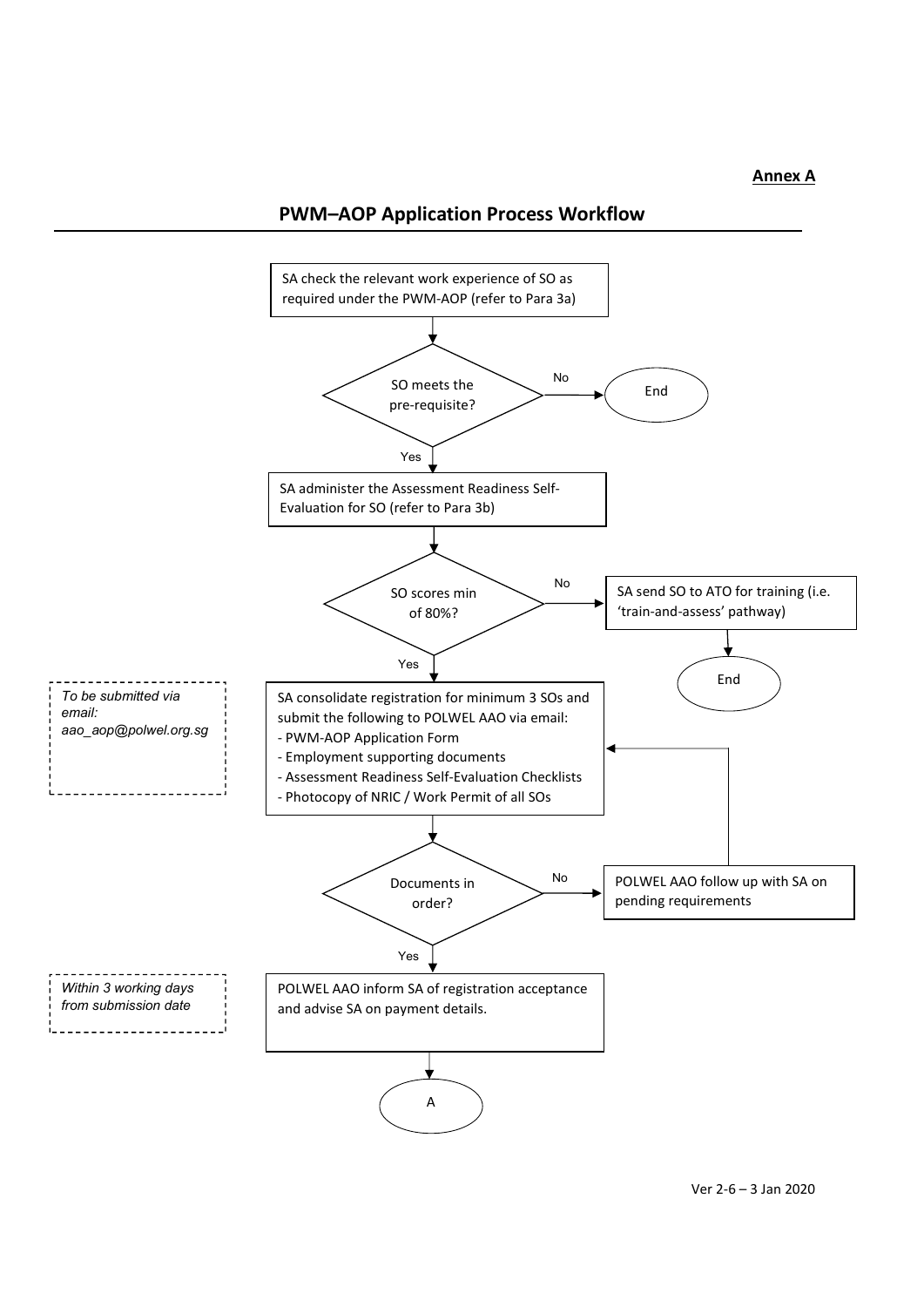**Annex A**

## PWM–AOP Application Process Workflow

SA check the relevant work experience of SO as required under the PWM-AOP (refer to Para 3a)

SO meets the pre-requisite?

- No → End
- Yes ↓

SA administer the Assessment Readiness Self-Evaluation for SO (refer to Para 3b)

SO scores min of 80%?

- No → SA send SO to ATO for training (i.e. 'train-and-assess' pathway) → End
- Yes ↓

*To be submitted via email: aao_aop@polwel.org.sg*

SA consolidate registration for minimum 3 SOs and submit the following to POLWEL AAO via email:
- PWM-AOP Application Form
- Employment supporting documents
- Assessment Readiness Self-Evaluation Checklists
- Photocopy of NRIC / Work Permit of all SOs

Documents in order?

- No → POLWEL AAO follow up with SA on pending requirements (returns to submission step)
- Yes ↓

*Within 3 working days from submission date*

POLWEL AAO inform SA of registration acceptance and advise SA on payment details.

↓

A

Ver 2-6 – 3 Jan 2020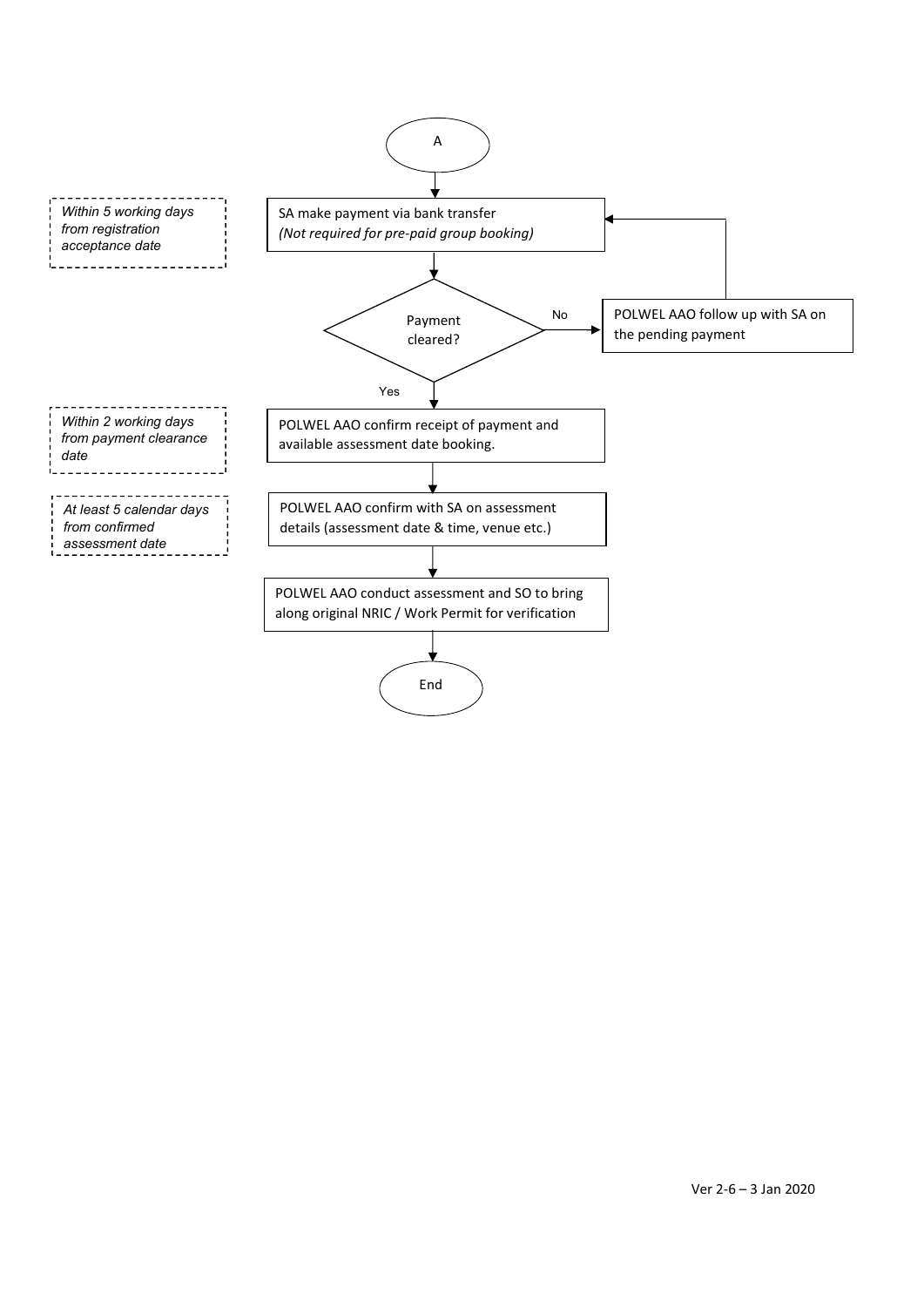A

*Within 5 working days from registration acceptance date*

SA make payment via bank transfer
*(Not required for pre-paid group booking)*

Payment cleared?

No → POLWEL AAO follow up with SA on the pending payment (returns to "SA make payment via bank transfer")

Yes ↓

*Within 2 working days from payment clearance date*

POLWEL AAO confirm receipt of payment and available assessment date booking.

*At least 5 calendar days from confirmed assessment date*

POLWEL AAO confirm with SA on assessment details (assessment date & time, venue etc.)

POLWEL AAO conduct assessment and SO to bring along original NRIC / Work Permit for verification

End

Ver 2-6 – 3 Jan 2020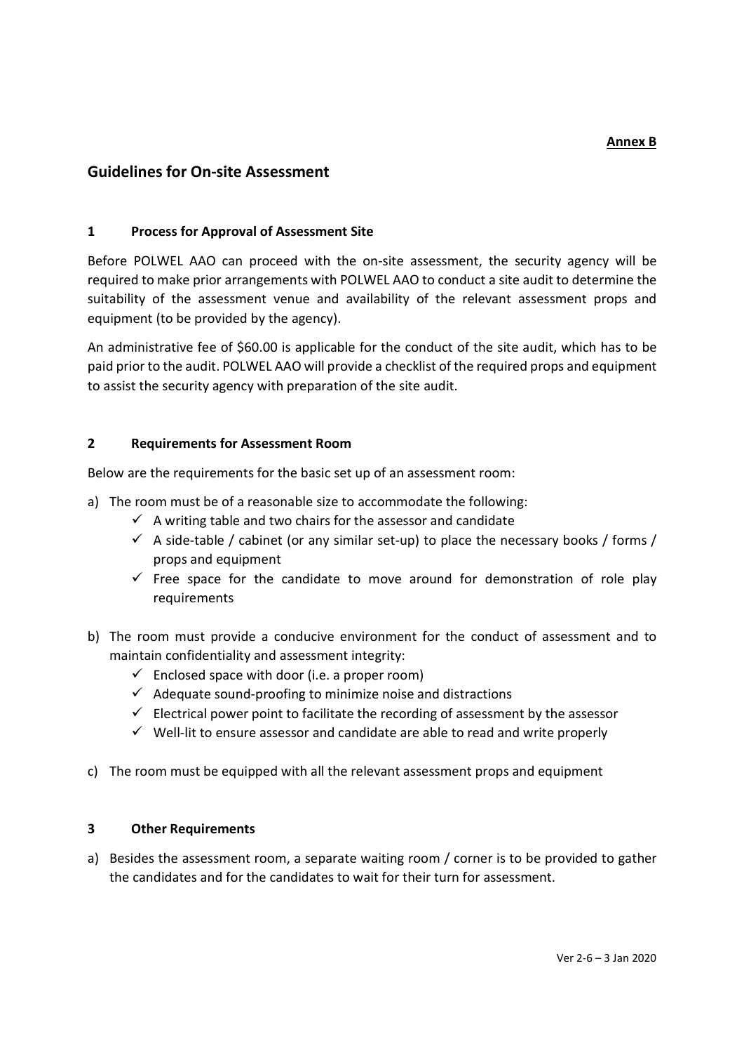**Annex B**

## Guidelines for On-site Assessment

### 1 Process for Approval of Assessment Site

Before POLWEL AAO can proceed with the on-site assessment, the security agency will be required to make prior arrangements with POLWEL AAO to conduct a site audit to determine the suitability of the assessment venue and availability of the relevant assessment props and equipment (to be provided by the agency).

An administrative fee of $60.00 is applicable for the conduct of the site audit, which has to be paid prior to the audit. POLWEL AAO will provide a checklist of the required props and equipment to assist the security agency with preparation of the site audit.

### 2 Requirements for Assessment Room

Below are the requirements for the basic set up of an assessment room:

a) The room must be of a reasonable size to accommodate the following:
   - ✓ A writing table and two chairs for the assessor and candidate
   - ✓ A side-table / cabinet (or any similar set-up) to place the necessary books / forms / props and equipment
   - ✓ Free space for the candidate to move around for demonstration of role play requirements

b) The room must provide a conducive environment for the conduct of assessment and to maintain confidentiality and assessment integrity:
   - ✓ Enclosed space with door (i.e. a proper room)
   - ✓ Adequate sound-proofing to minimize noise and distractions
   - ✓ Electrical power point to facilitate the recording of assessment by the assessor
   - ✓ Well-lit to ensure assessor and candidate are able to read and write properly

c) The room must be equipped with all the relevant assessment props and equipment

### 3 Other Requirements

a) Besides the assessment room, a separate waiting room / corner is to be provided to gather the candidates and for the candidates to wait for their turn for assessment.

Ver 2-6 – 3 Jan 2020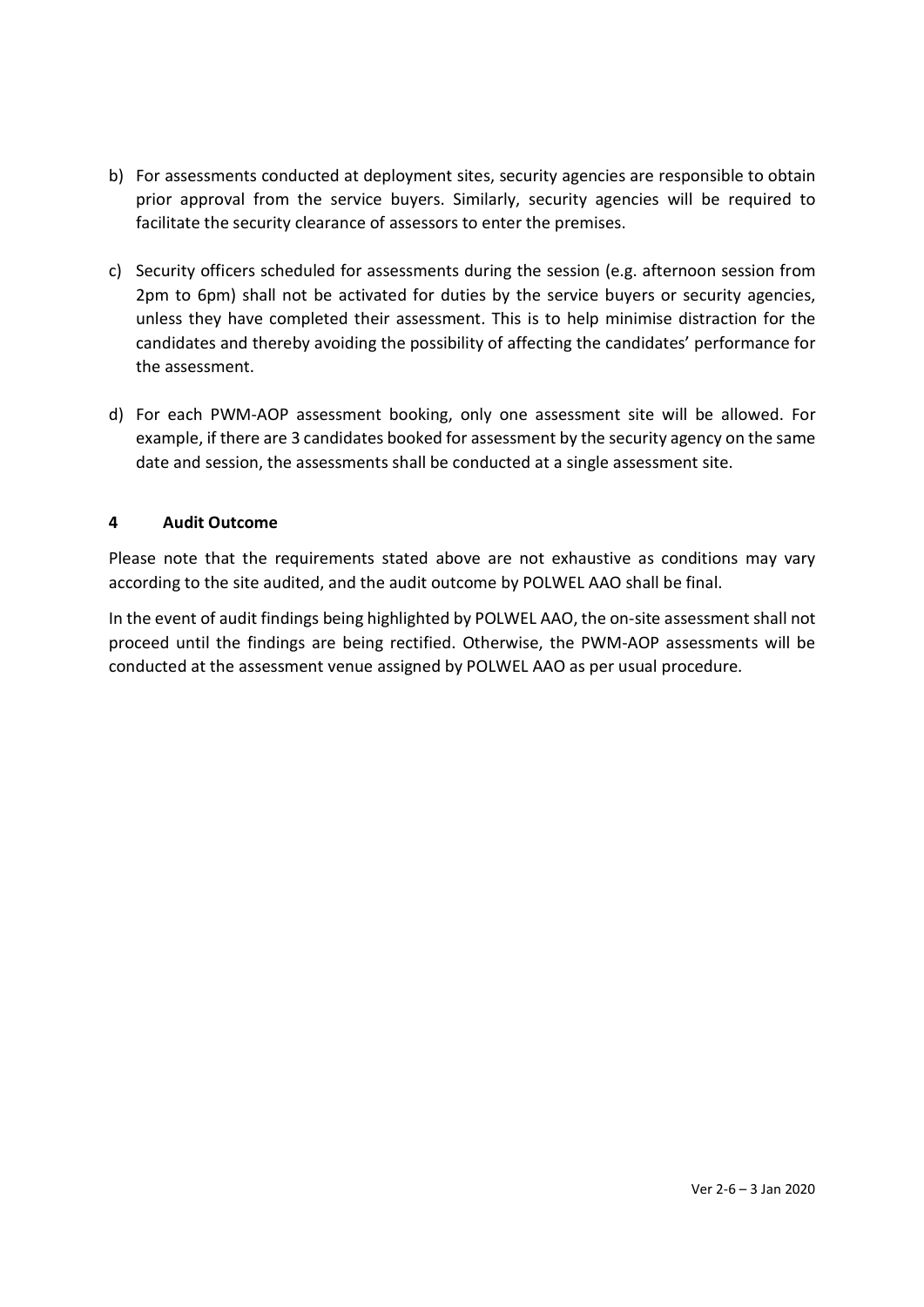b) For assessments conducted at deployment sites, security agencies are responsible to obtain prior approval from the service buyers. Similarly, security agencies will be required to facilitate the security clearance of assessors to enter the premises.

c) Security officers scheduled for assessments during the session (e.g. afternoon session from 2pm to 6pm) shall not be activated for duties by the service buyers or security agencies, unless they have completed their assessment. This is to help minimise distraction for the candidates and thereby avoiding the possibility of affecting the candidates' performance for the assessment.

d) For each PWM-AOP assessment booking, only one assessment site will be allowed. For example, if there are 3 candidates booked for assessment by the security agency on the same date and session, the assessments shall be conducted at a single assessment site.

## 4 Audit Outcome

Please note that the requirements stated above are not exhaustive as conditions may vary according to the site audited, and the audit outcome by POLWEL AAO shall be final.

In the event of audit findings being highlighted by POLWEL AAO, the on-site assessment shall not proceed until the findings are being rectified. Otherwise, the PWM-AOP assessments will be conducted at the assessment venue assigned by POLWEL AAO as per usual procedure.